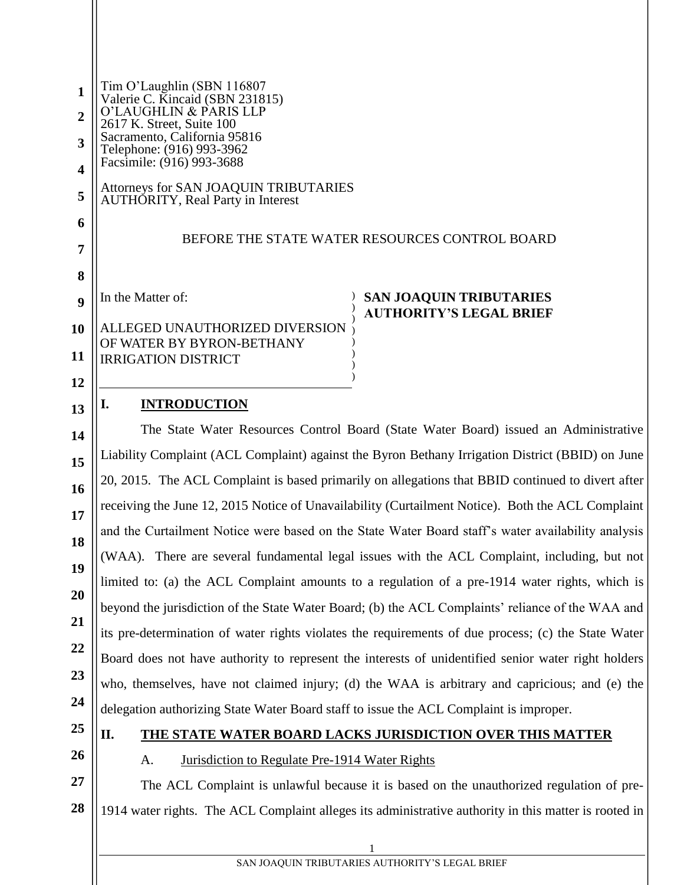Tim O'Laughlin (SBN 116807
Valerie C. Kincaid (SBN 231815)
O'LAUGHLIN & PARIS LLP
2617 K. Street, Suite 100
Sacramento, California 95816
Telephone: (916) 993-3962
Facsimile: (916) 993-3688

Attorneys for SAN JOAQUIN TRIBUTARIES AUTHORITY, Real Party in Interest

BEFORE THE STATE WATER RESOURCES CONTROL BOARD

In the Matter of:

ALLEGED UNAUTHORIZED DIVERSION OF WATER BY BYRON-BETHANY IRRIGATION DISTRICT

**SAN JOAQUIN TRIBUTARIES AUTHORITY'S LEGAL BRIEF**

## I. INTRODUCTION

The State Water Resources Control Board (State Water Board) issued an Administrative Liability Complaint (ACL Complaint) against the Byron Bethany Irrigation District (BBID) on June 20, 2015. The ACL Complaint is based primarily on allegations that BBID continued to divert after receiving the June 12, 2015 Notice of Unavailability (Curtailment Notice). Both the ACL Complaint and the Curtailment Notice were based on the State Water Board staff's water availability analysis (WAA). There are several fundamental legal issues with the ACL Complaint, including, but not limited to: (a) the ACL Complaint amounts to a regulation of a pre-1914 water rights, which is beyond the jurisdiction of the State Water Board; (b) the ACL Complaints' reliance of the WAA and its pre-determination of water rights violates the requirements of due process; (c) the State Water Board does not have authority to represent the interests of unidentified senior water right holders who, themselves, have not claimed injury; (d) the WAA is arbitrary and capricious; and (e) the delegation authorizing State Water Board staff to issue the ACL Complaint is improper.

## II. THE STATE WATER BOARD LACKS JURISDICTION OVER THIS MATTER

### A. Jurisdiction to Regulate Pre-1914 Water Rights

The ACL Complaint is unlawful because it is based on the unauthorized regulation of pre-1914 water rights. The ACL Complaint alleges its administrative authority in this matter is rooted in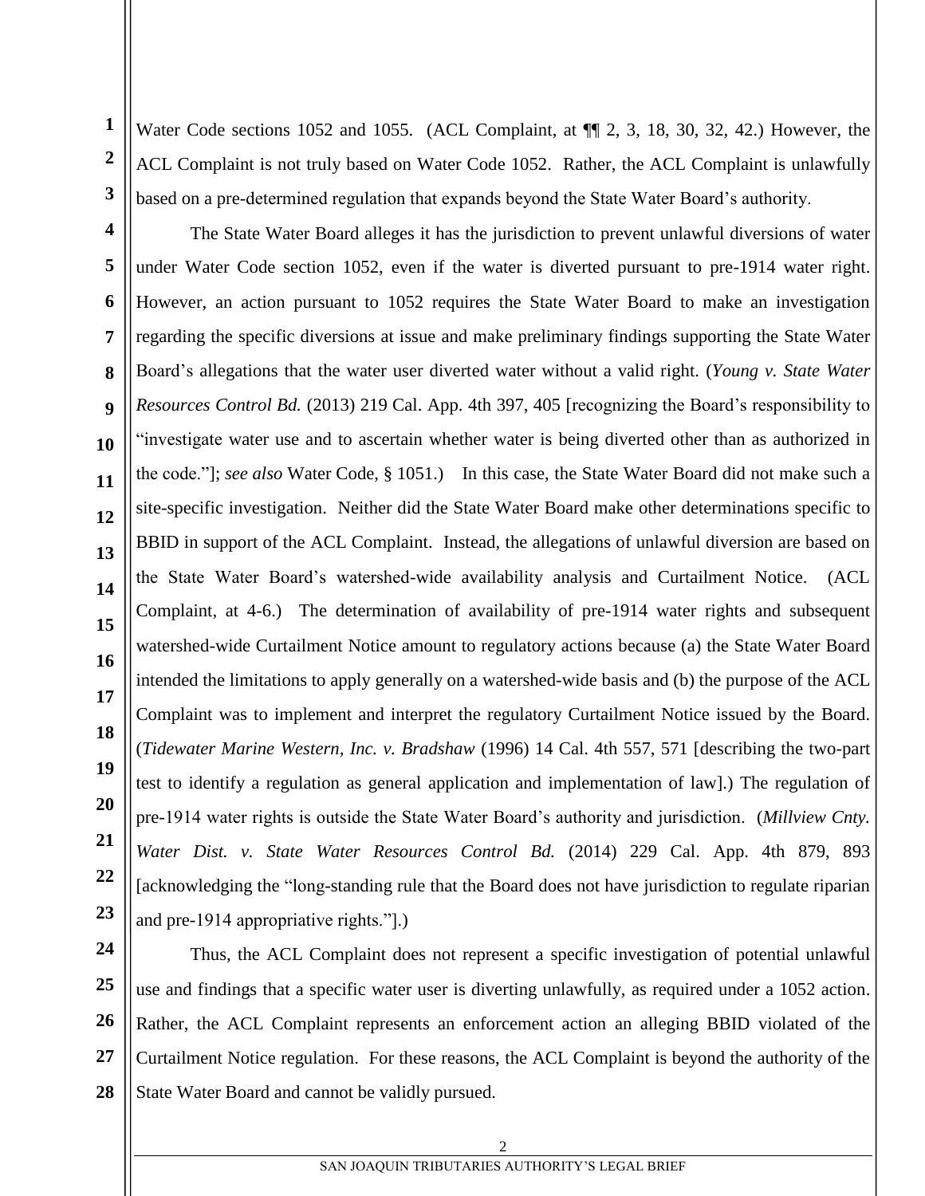Water Code sections 1052 and 1055. (ACL Complaint, at ¶¶ 2, 3, 18, 30, 32, 42.) However, the ACL Complaint is not truly based on Water Code 1052. Rather, the ACL Complaint is unlawfully based on a pre-determined regulation that expands beyond the State Water Board's authority.

The State Water Board alleges it has the jurisdiction to prevent unlawful diversions of water under Water Code section 1052, even if the water is diverted pursuant to pre-1914 water right. However, an action pursuant to 1052 requires the State Water Board to make an investigation regarding the specific diversions at issue and make preliminary findings supporting the State Water Board's allegations that the water user diverted water without a valid right. (*Young v. State Water Resources Control Bd.* (2013) 219 Cal. App. 4th 397, 405 [recognizing the Board's responsibility to "investigate water use and to ascertain whether water is being diverted other than as authorized in the code."]; *see also* Water Code, § 1051.) In this case, the State Water Board did not make such a site-specific investigation. Neither did the State Water Board make other determinations specific to BBID in support of the ACL Complaint. Instead, the allegations of unlawful diversion are based on the State Water Board's watershed-wide availability analysis and Curtailment Notice. (ACL Complaint, at 4-6.) The determination of availability of pre-1914 water rights and subsequent watershed-wide Curtailment Notice amount to regulatory actions because (a) the State Water Board intended the limitations to apply generally on a watershed-wide basis and (b) the purpose of the ACL Complaint was to implement and interpret the regulatory Curtailment Notice issued by the Board. (*Tidewater Marine Western, Inc. v. Bradshaw* (1996) 14 Cal. 4th 557, 571 [describing the two-part test to identify a regulation as general application and implementation of law].) The regulation of pre-1914 water rights is outside the State Water Board's authority and jurisdiction. (*Millview Cnty. Water Dist. v. State Water Resources Control Bd.* (2014) 229 Cal. App. 4th 879, 893 [acknowledging the "long-standing rule that the Board does not have jurisdiction to regulate riparian and pre-1914 appropriative rights."].)

Thus, the ACL Complaint does not represent a specific investigation of potential unlawful use and findings that a specific water user is diverting unlawfully, as required under a 1052 action. Rather, the ACL Complaint represents an enforcement action an alleging BBID violated of the Curtailment Notice regulation. For these reasons, the ACL Complaint is beyond the authority of the State Water Board and cannot be validly pursued.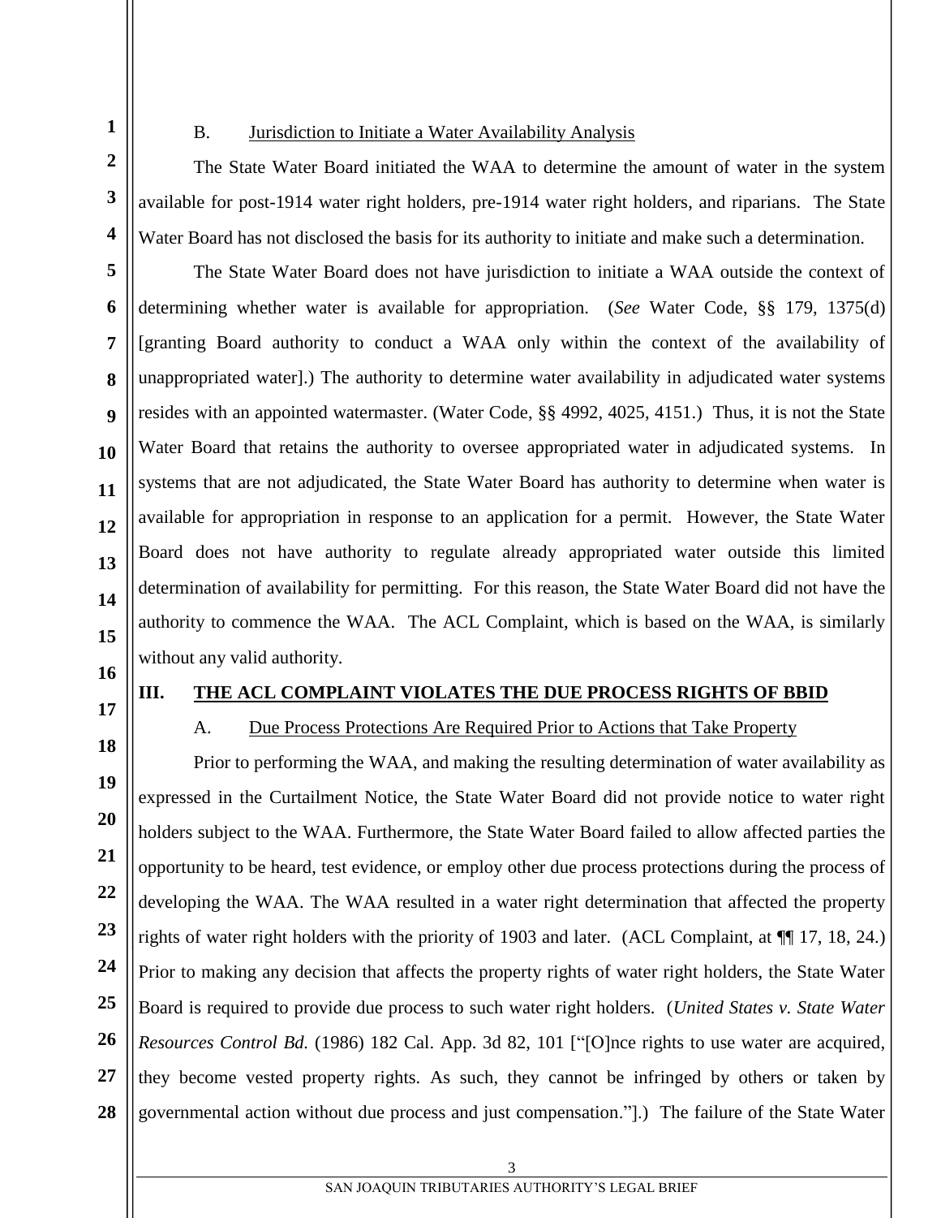### B. Jurisdiction to Initiate a Water Availability Analysis

The State Water Board initiated the WAA to determine the amount of water in the system available for post-1914 water right holders, pre-1914 water right holders, and riparians. The State Water Board has not disclosed the basis for its authority to initiate and make such a determination.

The State Water Board does not have jurisdiction to initiate a WAA outside the context of determining whether water is available for appropriation. (*See* Water Code, §§ 179, 1375(d) [granting Board authority to conduct a WAA only within the context of the availability of unappropriated water].) The authority to determine water availability in adjudicated water systems resides with an appointed watermaster. (Water Code, §§ 4992, 4025, 4151.) Thus, it is not the State Water Board that retains the authority to oversee appropriated water in adjudicated systems. In systems that are not adjudicated, the State Water Board has authority to determine when water is available for appropriation in response to an application for a permit. However, the State Water Board does not have authority to regulate already appropriated water outside this limited determination of availability for permitting. For this reason, the State Water Board did not have the authority to commence the WAA. The ACL Complaint, which is based on the WAA, is similarly without any valid authority.

## III. THE ACL COMPLAINT VIOLATES THE DUE PROCESS RIGHTS OF BBID

### A. Due Process Protections Are Required Prior to Actions that Take Property

Prior to performing the WAA, and making the resulting determination of water availability as expressed in the Curtailment Notice, the State Water Board did not provide notice to water right holders subject to the WAA. Furthermore, the State Water Board failed to allow affected parties the opportunity to be heard, test evidence, or employ other due process protections during the process of developing the WAA. The WAA resulted in a water right determination that affected the property rights of water right holders with the priority of 1903 and later. (ACL Complaint, at ¶¶ 17, 18, 24.) Prior to making any decision that affects the property rights of water right holders, the State Water Board is required to provide due process to such water right holders. (*United States v. State Water Resources Control Bd.* (1986) 182 Cal. App. 3d 82, 101 ["[O]nce rights to use water are acquired, they become vested property rights. As such, they cannot be infringed by others or taken by governmental action without due process and just compensation."].) The failure of the State Water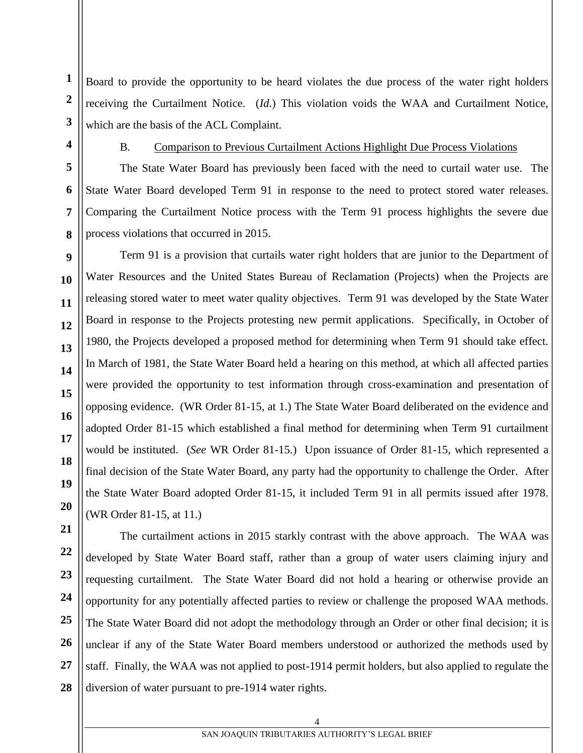Board to provide the opportunity to be heard violates the due process of the water right holders receiving the Curtailment Notice. (*Id.*) This violation voids the WAA and Curtailment Notice, which are the basis of the ACL Complaint.

B. <u>Comparison to Previous Curtailment Actions Highlight Due Process Violations</u>

The State Water Board has previously been faced with the need to curtail water use. The State Water Board developed Term 91 in response to the need to protect stored water releases. Comparing the Curtailment Notice process with the Term 91 process highlights the severe due process violations that occurred in 2015.

Term 91 is a provision that curtails water right holders that are junior to the Department of Water Resources and the United States Bureau of Reclamation (Projects) when the Projects are releasing stored water to meet water quality objectives. Term 91 was developed by the State Water Board in response to the Projects protesting new permit applications. Specifically, in October of 1980, the Projects developed a proposed method for determining when Term 91 should take effect. In March of 1981, the State Water Board held a hearing on this method, at which all affected parties were provided the opportunity to test information through cross-examination and presentation of opposing evidence. (WR Order 81-15, at 1.) The State Water Board deliberated on the evidence and adopted Order 81-15 which established a final method for determining when Term 91 curtailment would be instituted. (*See* WR Order 81-15.) Upon issuance of Order 81-15, which represented a final decision of the State Water Board, any party had the opportunity to challenge the Order. After the State Water Board adopted Order 81-15, it included Term 91 in all permits issued after 1978. (WR Order 81-15, at 11.)

The curtailment actions in 2015 starkly contrast with the above approach. The WAA was developed by State Water Board staff, rather than a group of water users claiming injury and requesting curtailment. The State Water Board did not hold a hearing or otherwise provide an opportunity for any potentially affected parties to review or challenge the proposed WAA methods. The State Water Board did not adopt the methodology through an Order or other final decision; it is unclear if any of the State Water Board members understood or authorized the methods used by staff. Finally, the WAA was not applied to post-1914 permit holders, but also applied to regulate the diversion of water pursuant to pre-1914 water rights.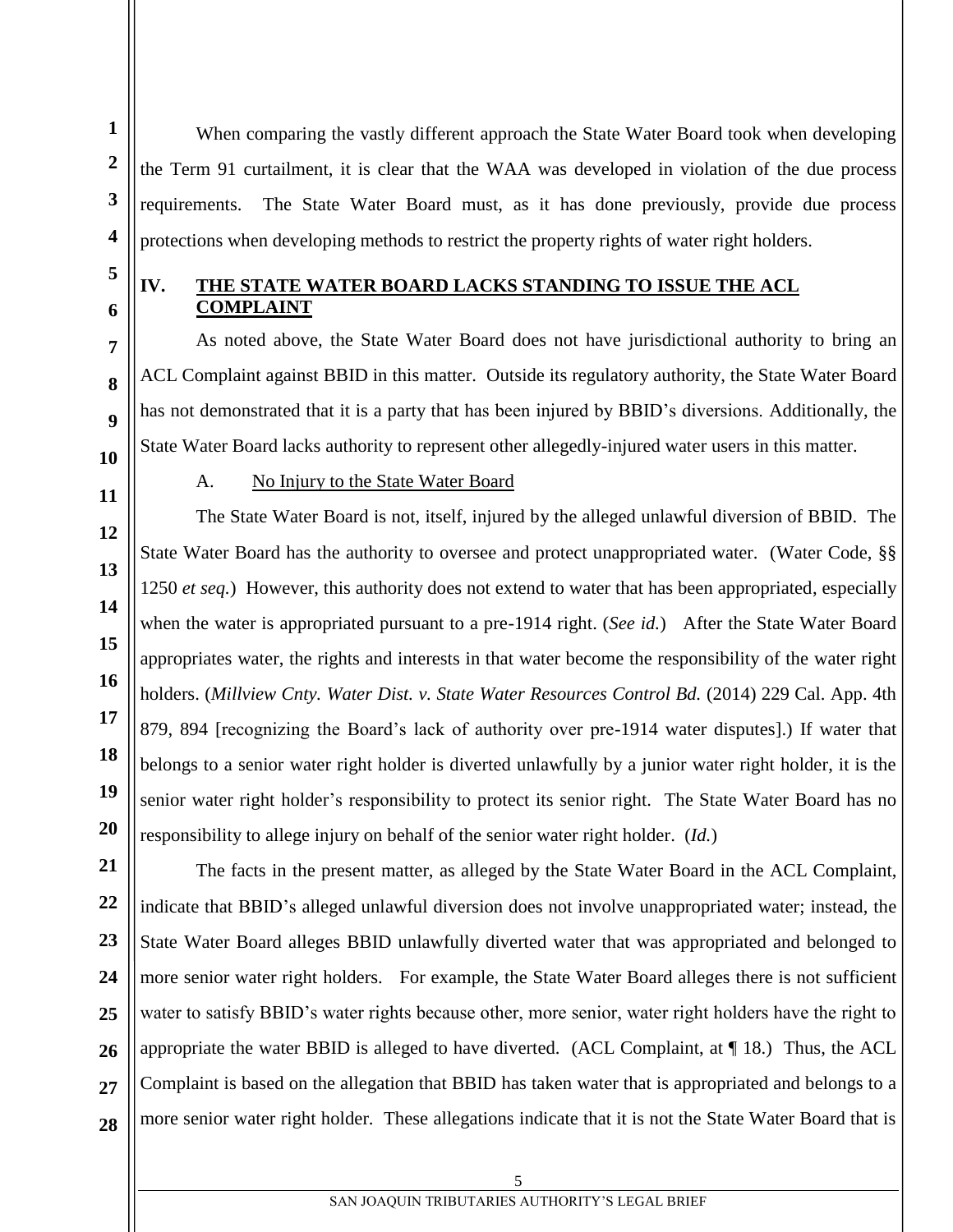When comparing the vastly different approach the State Water Board took when developing the Term 91 curtailment, it is clear that the WAA was developed in violation of the due process requirements. The State Water Board must, as it has done previously, provide due process protections when developing methods to restrict the property rights of water right holders.

## IV. THE STATE WATER BOARD LACKS STANDING TO ISSUE THE ACL COMPLAINT

As noted above, the State Water Board does not have jurisdictional authority to bring an ACL Complaint against BBID in this matter. Outside its regulatory authority, the State Water Board has not demonstrated that it is a party that has been injured by BBID's diversions. Additionally, the State Water Board lacks authority to represent other allegedly-injured water users in this matter.

### A. No Injury to the State Water Board

The State Water Board is not, itself, injured by the alleged unlawful diversion of BBID. The State Water Board has the authority to oversee and protect unappropriated water. (Water Code, §§ 1250 *et seq.*) However, this authority does not extend to water that has been appropriated, especially when the water is appropriated pursuant to a pre-1914 right. (*See id.*) After the State Water Board appropriates water, the rights and interests in that water become the responsibility of the water right holders. (*Millview Cnty. Water Dist. v. State Water Resources Control Bd.* (2014) 229 Cal. App. 4th 879, 894 [recognizing the Board's lack of authority over pre-1914 water disputes].) If water that belongs to a senior water right holder is diverted unlawfully by a junior water right holder, it is the senior water right holder's responsibility to protect its senior right. The State Water Board has no responsibility to allege injury on behalf of the senior water right holder. (*Id.*)

The facts in the present matter, as alleged by the State Water Board in the ACL Complaint, indicate that BBID's alleged unlawful diversion does not involve unappropriated water; instead, the State Water Board alleges BBID unlawfully diverted water that was appropriated and belonged to more senior water right holders. For example, the State Water Board alleges there is not sufficient water to satisfy BBID's water rights because other, more senior, water right holders have the right to appropriate the water BBID is alleged to have diverted. (ACL Complaint, at ¶ 18.) Thus, the ACL Complaint is based on the allegation that BBID has taken water that is appropriated and belongs to a more senior water right holder. These allegations indicate that it is not the State Water Board that is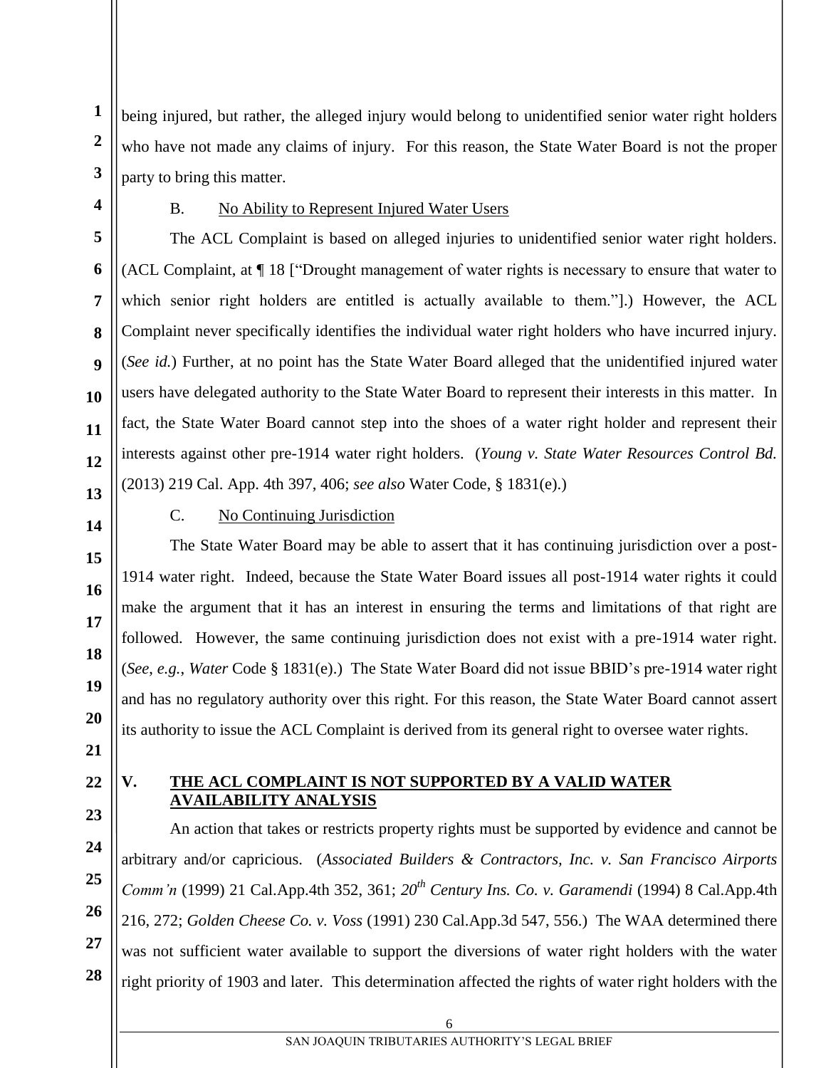being injured, but rather, the alleged injury would belong to unidentified senior water right holders who have not made any claims of injury. For this reason, the State Water Board is not the proper party to bring this matter.

B. No Ability to Represent Injured Water Users

The ACL Complaint is based on alleged injuries to unidentified senior water right holders. (ACL Complaint, at ¶ 18 ["Drought management of water rights is necessary to ensure that water to which senior right holders are entitled is actually available to them."].) However, the ACL Complaint never specifically identifies the individual water right holders who have incurred injury. (*See id.*) Further, at no point has the State Water Board alleged that the unidentified injured water users have delegated authority to the State Water Board to represent their interests in this matter. In fact, the State Water Board cannot step into the shoes of a water right holder and represent their interests against other pre-1914 water right holders. (*Young v. State Water Resources Control Bd.* (2013) 219 Cal. App. 4th 397, 406; *see also* Water Code, § 1831(e).)

C. No Continuing Jurisdiction

The State Water Board may be able to assert that it has continuing jurisdiction over a post-1914 water right. Indeed, because the State Water Board issues all post-1914 water rights it could make the argument that it has an interest in ensuring the terms and limitations of that right are followed. However, the same continuing jurisdiction does not exist with a pre-1914 water right. (*See, e.g., Water* Code § 1831(e).) The State Water Board did not issue BBID's pre-1914 water right and has no regulatory authority over this right. For this reason, the State Water Board cannot assert its authority to issue the ACL Complaint is derived from its general right to oversee water rights.

## V. THE ACL COMPLAINT IS NOT SUPPORTED BY A VALID WATER AVAILABILITY ANALYSIS

An action that takes or restricts property rights must be supported by evidence and cannot be arbitrary and/or capricious. (*Associated Builders & Contractors, Inc. v. San Francisco Airports Comm'n* (1999) 21 Cal.App.4th 352, 361; *20th Century Ins. Co. v. Garamendi* (1994) 8 Cal.App.4th 216, 272; *Golden Cheese Co. v. Voss* (1991) 230 Cal.App.3d 547, 556.) The WAA determined there was not sufficient water available to support the diversions of water right holders with the water right priority of 1903 and later. This determination affected the rights of water right holders with the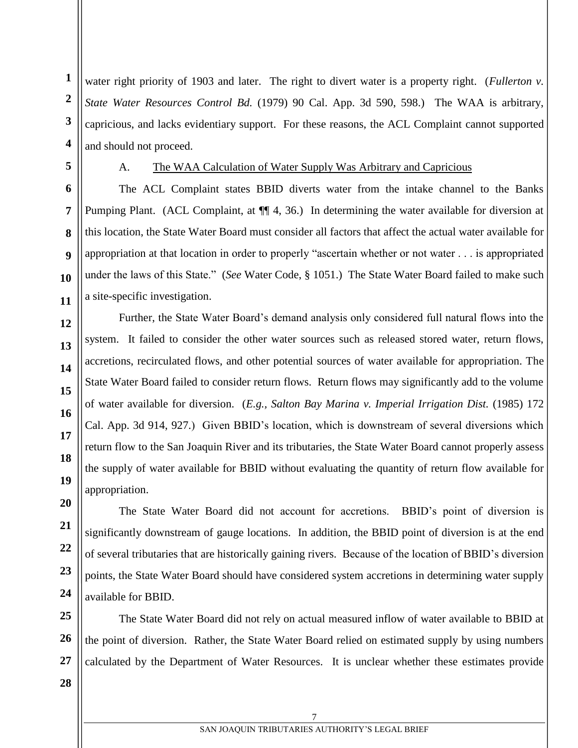water right priority of 1903 and later. The right to divert water is a property right. (*Fullerton v. State Water Resources Control Bd.* (1979) 90 Cal. App. 3d 590, 598.) The WAA is arbitrary, capricious, and lacks evidentiary support. For these reasons, the ACL Complaint cannot supported and should not proceed.

A. <u>The WAA Calculation of Water Supply Was Arbitrary and Capricious</u>

The ACL Complaint states BBID diverts water from the intake channel to the Banks Pumping Plant. (ACL Complaint, at ¶¶ 4, 36.) In determining the water available for diversion at this location, the State Water Board must consider all factors that affect the actual water available for appropriation at that location in order to properly "ascertain whether or not water . . . is appropriated under the laws of this State." (*See* Water Code, § 1051.) The State Water Board failed to make such a site-specific investigation.

Further, the State Water Board's demand analysis only considered full natural flows into the system. It failed to consider the other water sources such as released stored water, return flows, accretions, recirculated flows, and other potential sources of water available for appropriation. The State Water Board failed to consider return flows. Return flows may significantly add to the volume of water available for diversion. (*E.g., Salton Bay Marina v. Imperial Irrigation Dist.* (1985) 172 Cal. App. 3d 914, 927.) Given BBID's location, which is downstream of several diversions which return flow to the San Joaquin River and its tributaries, the State Water Board cannot properly assess the supply of water available for BBID without evaluating the quantity of return flow available for appropriation.

The State Water Board did not account for accretions. BBID's point of diversion is significantly downstream of gauge locations. In addition, the BBID point of diversion is at the end of several tributaries that are historically gaining rivers. Because of the location of BBID's diversion points, the State Water Board should have considered system accretions in determining water supply available for BBID.

The State Water Board did not rely on actual measured inflow of water available to BBID at the point of diversion. Rather, the State Water Board relied on estimated supply by using numbers calculated by the Department of Water Resources. It is unclear whether these estimates provide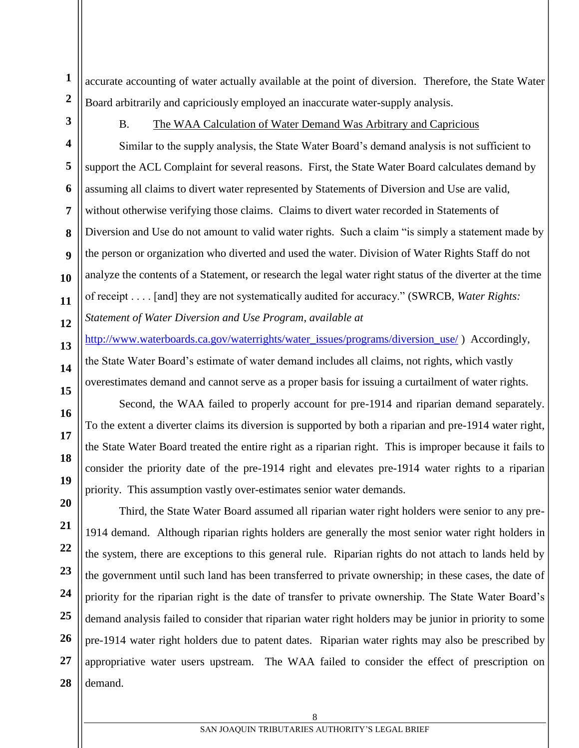accurate accounting of water actually available at the point of diversion. Therefore, the State Water Board arbitrarily and capriciously employed an inaccurate water-supply analysis.

### B. The WAA Calculation of Water Demand Was Arbitrary and Capricious

Similar to the supply analysis, the State Water Board's demand analysis is not sufficient to support the ACL Complaint for several reasons. First, the State Water Board calculates demand by assuming all claims to divert water represented by Statements of Diversion and Use are valid, without otherwise verifying those claims. Claims to divert water recorded in Statements of Diversion and Use do not amount to valid water rights. Such a claim "is simply a statement made by the person or organization who diverted and used the water. Division of Water Rights Staff do not analyze the contents of a Statement, or research the legal water right status of the diverter at the time of receipt . . . . [and] they are not systematically audited for accuracy." (SWRCB, *Water Rights: Statement of Water Diversion and Use Program, available at* http://www.waterboards.ca.gov/waterrights/water_issues/programs/diversion_use/ ) Accordingly, the State Water Board's estimate of water demand includes all claims, not rights, which vastly overestimates demand and cannot serve as a proper basis for issuing a curtailment of water rights.

Second, the WAA failed to properly account for pre-1914 and riparian demand separately. To the extent a diverter claims its diversion is supported by both a riparian and pre-1914 water right, the State Water Board treated the entire right as a riparian right. This is improper because it fails to consider the priority date of the pre-1914 right and elevates pre-1914 water rights to a riparian priority. This assumption vastly over-estimates senior water demands.

Third, the State Water Board assumed all riparian water right holders were senior to any pre-1914 demand. Although riparian rights holders are generally the most senior water right holders in the system, there are exceptions to this general rule. Riparian rights do not attach to lands held by the government until such land has been transferred to private ownership; in these cases, the date of priority for the riparian right is the date of transfer to private ownership. The State Water Board's demand analysis failed to consider that riparian water right holders may be junior in priority to some pre-1914 water right holders due to patent dates. Riparian water rights may also be prescribed by appropriative water users upstream. The WAA failed to consider the effect of prescription on demand.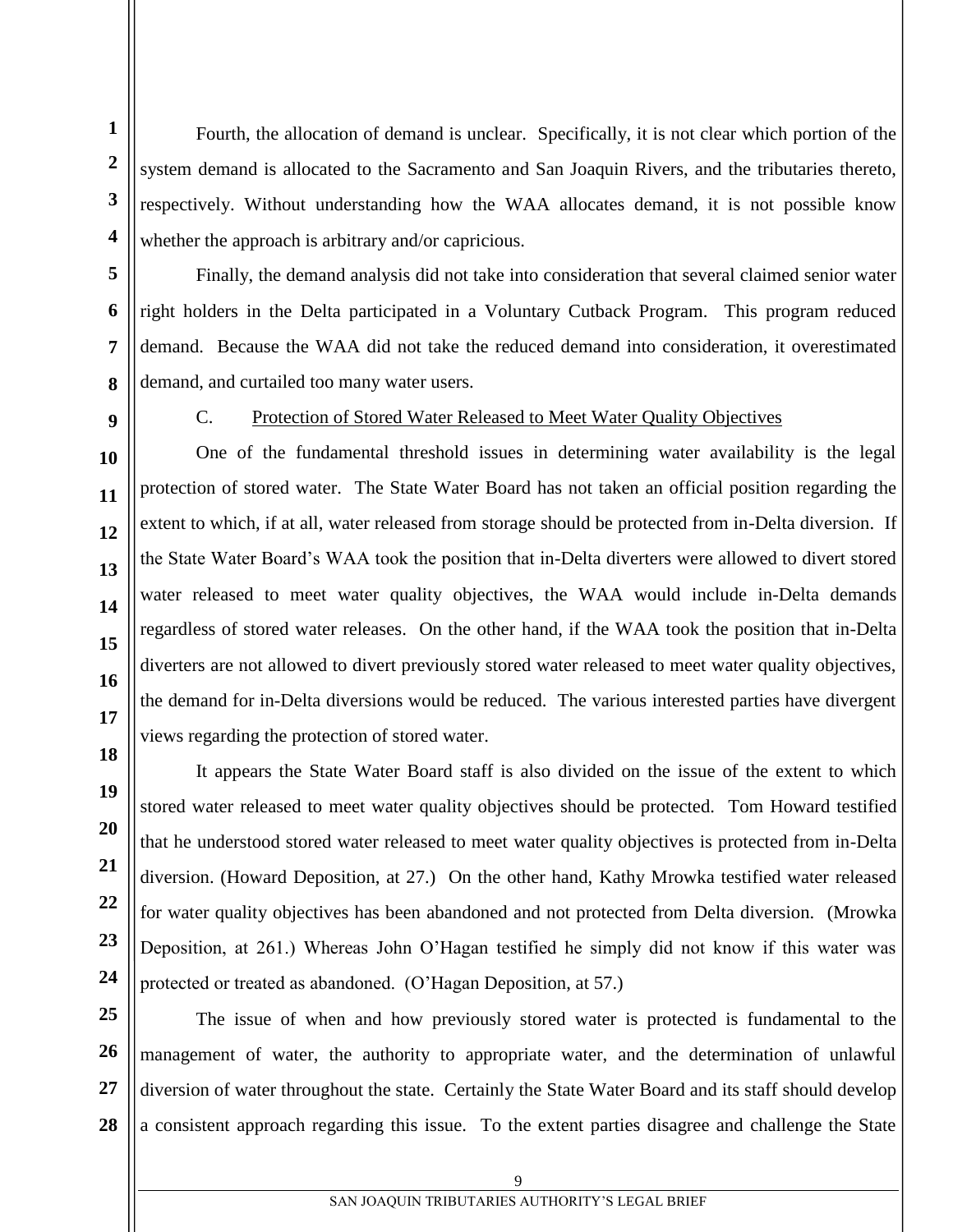Fourth, the allocation of demand is unclear. Specifically, it is not clear which portion of the system demand is allocated to the Sacramento and San Joaquin Rivers, and the tributaries thereto, respectively. Without understanding how the WAA allocates demand, it is not possible know whether the approach is arbitrary and/or capricious.

Finally, the demand analysis did not take into consideration that several claimed senior water right holders in the Delta participated in a Voluntary Cutback Program. This program reduced demand. Because the WAA did not take the reduced demand into consideration, it overestimated demand, and curtailed too many water users.

C. Protection of Stored Water Released to Meet Water Quality Objectives

One of the fundamental threshold issues in determining water availability is the legal protection of stored water. The State Water Board has not taken an official position regarding the extent to which, if at all, water released from storage should be protected from in-Delta diversion. If the State Water Board's WAA took the position that in-Delta diverters were allowed to divert stored water released to meet water quality objectives, the WAA would include in-Delta demands regardless of stored water releases. On the other hand, if the WAA took the position that in-Delta diverters are not allowed to divert previously stored water released to meet water quality objectives, the demand for in-Delta diversions would be reduced. The various interested parties have divergent views regarding the protection of stored water.

It appears the State Water Board staff is also divided on the issue of the extent to which stored water released to meet water quality objectives should be protected. Tom Howard testified that he understood stored water released to meet water quality objectives is protected from in-Delta diversion. (Howard Deposition, at 27.) On the other hand, Kathy Mrowka testified water released for water quality objectives has been abandoned and not protected from Delta diversion. (Mrowka Deposition, at 261.) Whereas John O'Hagan testified he simply did not know if this water was protected or treated as abandoned. (O'Hagan Deposition, at 57.)

The issue of when and how previously stored water is protected is fundamental to the management of water, the authority to appropriate water, and the determination of unlawful diversion of water throughout the state. Certainly the State Water Board and its staff should develop a consistent approach regarding this issue. To the extent parties disagree and challenge the State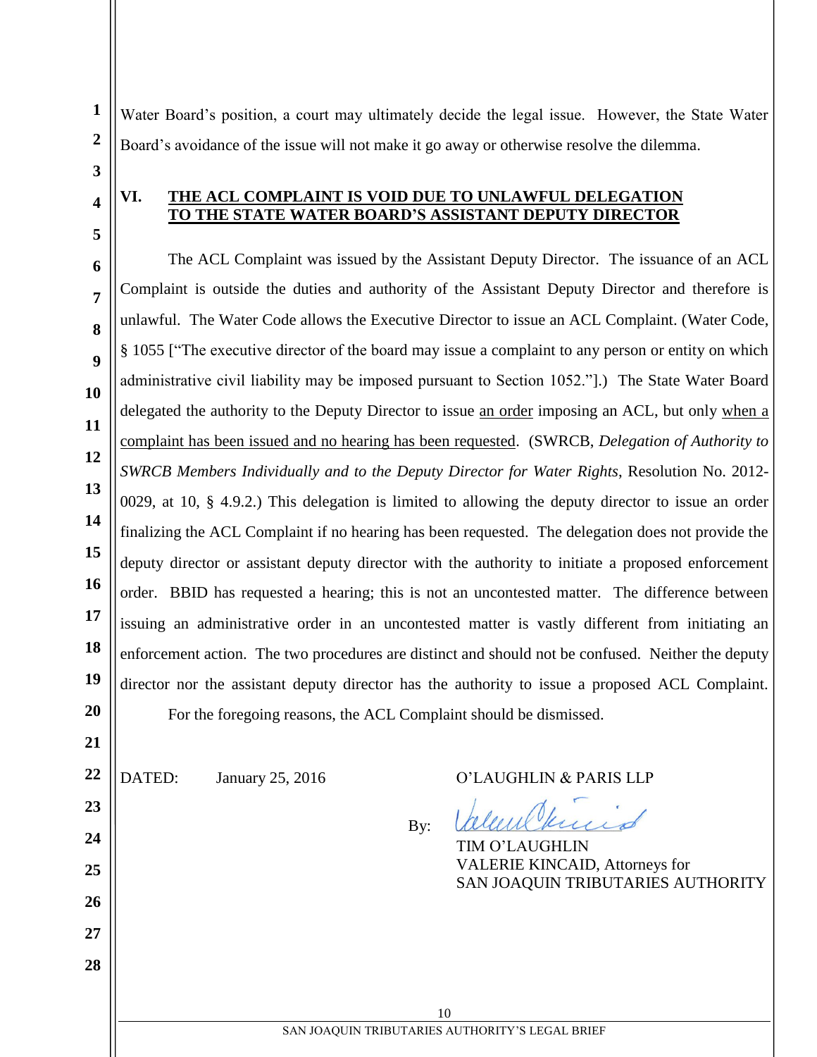Water Board's position, a court may ultimately decide the legal issue. However, the State Water Board's avoidance of the issue will not make it go away or otherwise resolve the dilemma.

## VI. THE ACL COMPLAINT IS VOID DUE TO UNLAWFUL DELEGATION TO THE STATE WATER BOARD'S ASSISTANT DEPUTY DIRECTOR

The ACL Complaint was issued by the Assistant Deputy Director. The issuance of an ACL Complaint is outside the duties and authority of the Assistant Deputy Director and therefore is unlawful. The Water Code allows the Executive Director to issue an ACL Complaint. (Water Code, § 1055 ["The executive director of the board may issue a complaint to any person or entity on which administrative civil liability may be imposed pursuant to Section 1052."].) The State Water Board delegated the authority to the Deputy Director to issue an order imposing an ACL, but only when a complaint has been issued and no hearing has been requested. (SWRCB, *Delegation of Authority to SWRCB Members Individually and to the Deputy Director for Water Rights*, Resolution No. 2012-0029, at 10, § 4.9.2.) This delegation is limited to allowing the deputy director to issue an order finalizing the ACL Complaint if no hearing has been requested. The delegation does not provide the deputy director or assistant deputy director with the authority to initiate a proposed enforcement order. BBID has requested a hearing; this is not an uncontested matter. The difference between issuing an administrative order in an uncontested matter is vastly different from initiating an enforcement action. The two procedures are distinct and should not be confused. Neither the deputy director nor the assistant deputy director has the authority to issue a proposed ACL Complaint.

For the foregoing reasons, the ACL Complaint should be dismissed.

DATED: January 25, 2016

O'LAUGHLIN & PARIS LLP

By: [signature]

TIM O'LAUGHLIN
VALERIE KINCAID, Attorneys for
SAN JOAQUIN TRIBUTARIES AUTHORITY